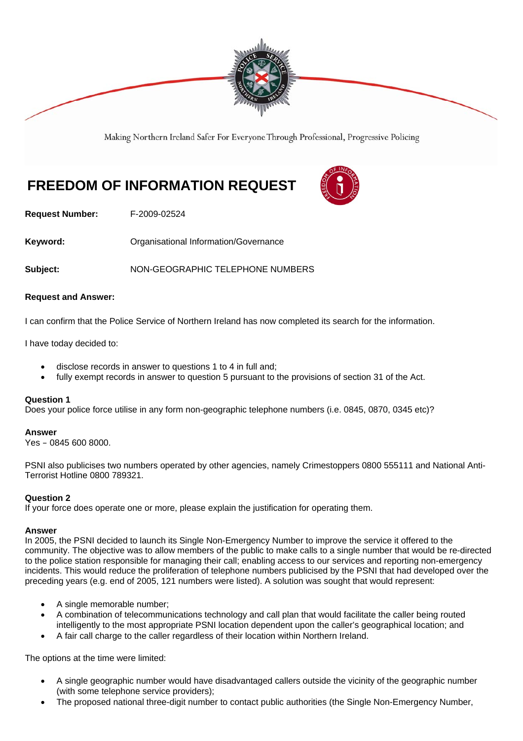Making Northern Ireland Safer For Everyone Through Professional, Progressive Policing

# FREEDOM OF INFORMATION REQUEST

**Request Number:** F-2009-02524

**Keyword:** Organisational Information/Governance

**Subject:** NON-GEOGRAPHIC TELEPHONE NUMBERS

**Request and Answer:**

I can confirm that the Police Service of Northern Ireland has now completed its search for the information.

I have today decided to:

- disclose records in answer to questions 1 to 4 in full and;
- fully exempt records in answer to question 5 pursuant to the provisions of section 31 of the Act.

**Question 1**
Does your police force utilise in any form non-geographic telephone numbers (i.e. 0845, 0870, 0345 etc)?

**Answer**
Yes – 0845 600 8000.

PSNI also publicises two numbers operated by other agencies, namely Crimestoppers 0800 555111 and National Anti-Terrorist Hotline 0800 789321.

**Question 2**
If your force does operate one or more, please explain the justification for operating them.

**Answer**
In 2005, the PSNI decided to launch its Single Non-Emergency Number to improve the service it offered to the community. The objective was to allow members of the public to make calls to a single number that would be re-directed to the police station responsible for managing their call; enabling access to our services and reporting non-emergency incidents. This would reduce the proliferation of telephone numbers publicised by the PSNI that had developed over the preceding years (e.g. end of 2005, 121 numbers were listed). A solution was sought that would represent:

- A single memorable number;
- A combination of telecommunications technology and call plan that would facilitate the caller being routed intelligently to the most appropriate PSNI location dependent upon the caller's geographical location; and
- A fair call charge to the caller regardless of their location within Northern Ireland.

The options at the time were limited:

- A single geographic number would have disadvantaged callers outside the vicinity of the geographic number (with some telephone service providers);
- The proposed national three-digit number to contact public authorities (the Single Non-Emergency Number,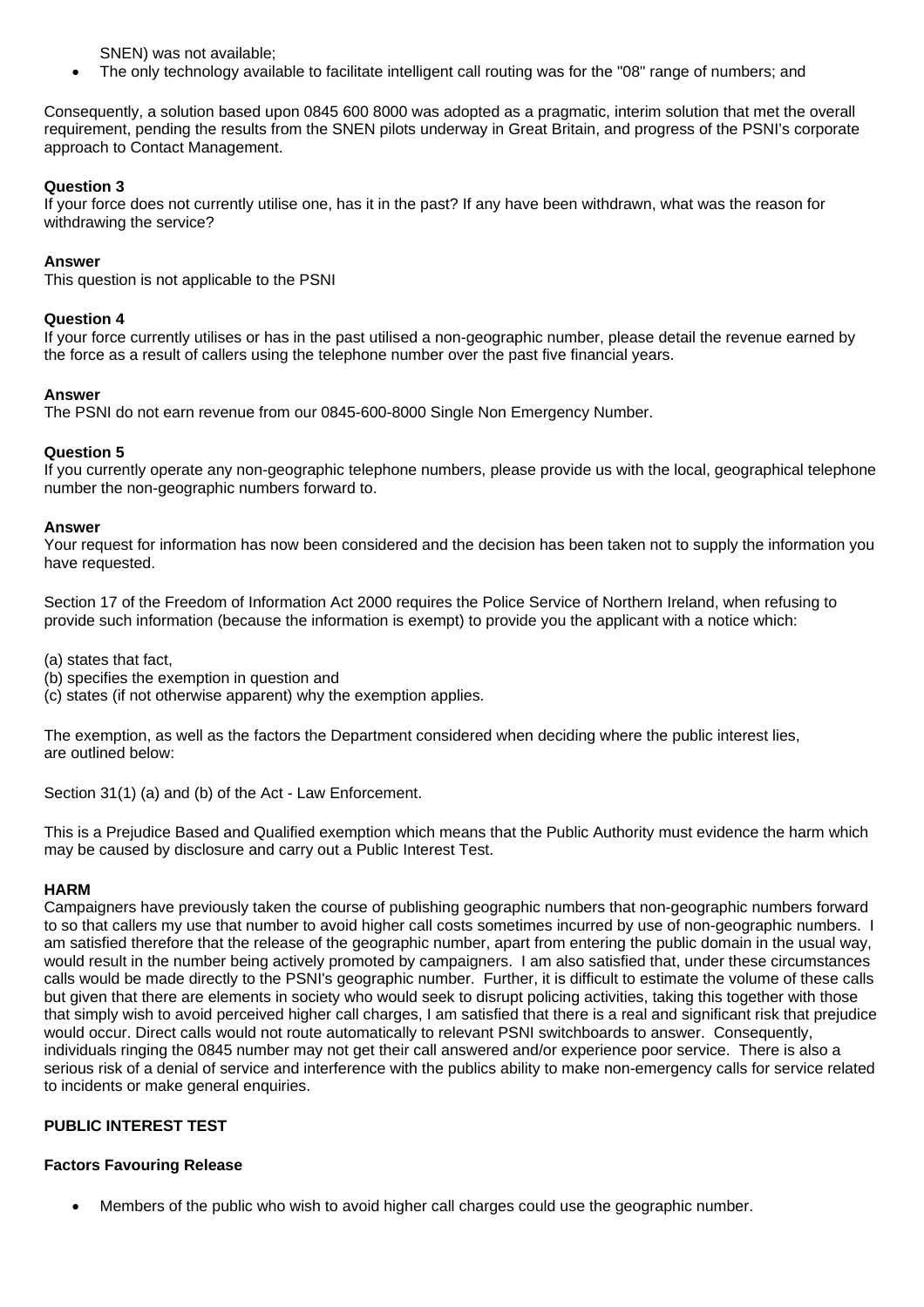SNEN) was not available;

- The only technology available to facilitate intelligent call routing was for the "08" range of numbers; and

Consequently, a solution based upon 0845 600 8000 was adopted as a pragmatic, interim solution that met the overall requirement, pending the results from the SNEN pilots underway in Great Britain, and progress of the PSNI's corporate approach to Contact Management.

**Question 3**
If your force does not currently utilise one, has it in the past? If any have been withdrawn, what was the reason for withdrawing the service?

**Answer**
This question is not applicable to the PSNI

**Question 4**
If your force currently utilises or has in the past utilised a non-geographic number, please detail the revenue earned by the force as a result of callers using the telephone number over the past five financial years.

**Answer**
The PSNI do not earn revenue from our 0845-600-8000 Single Non Emergency Number.

**Question 5**
If you currently operate any non-geographic telephone numbers, please provide us with the local, geographical telephone number the non-geographic numbers forward to.

**Answer**
Your request for information has now been considered and the decision has been taken not to supply the information you have requested.

Section 17 of the Freedom of Information Act 2000 requires the Police Service of Northern Ireland, when refusing to provide such information (because the information is exempt) to provide you the applicant with a notice which:

(a) states that fact,
(b) specifies the exemption in question and
(c) states (if not otherwise apparent) why the exemption applies.

The exemption, as well as the factors the Department considered when deciding where the public interest lies, are outlined below:

Section 31(1) (a) and (b) of the Act - Law Enforcement.

This is a Prejudice Based and Qualified exemption which means that the Public Authority must evidence the harm which may be caused by disclosure and carry out a Public Interest Test.

**HARM**
Campaigners have previously taken the course of publishing geographic numbers that non-geographic numbers forward to so that callers my use that number to avoid higher call costs sometimes incurred by use of non-geographic numbers. I am satisfied therefore that the release of the geographic number, apart from entering the public domain in the usual way, would result in the number being actively promoted by campaigners. I am also satisfied that, under these circumstances calls would be made directly to the PSNI's geographic number. Further, it is difficult to estimate the volume of these calls but given that there are elements in society who would seek to disrupt policing activities, taking this together with those that simply wish to avoid perceived higher call charges, I am satisfied that there is a real and significant risk that prejudice would occur. Direct calls would not route automatically to relevant PSNI switchboards to answer. Consequently, individuals ringing the 0845 number may not get their call answered and/or experience poor service. There is also a serious risk of a denial of service and interference with the publics ability to make non-emergency calls for service related to incidents or make general enquiries.

**PUBLIC INTEREST TEST**

**Factors Favouring Release**

- Members of the public who wish to avoid higher call charges could use the geographic number.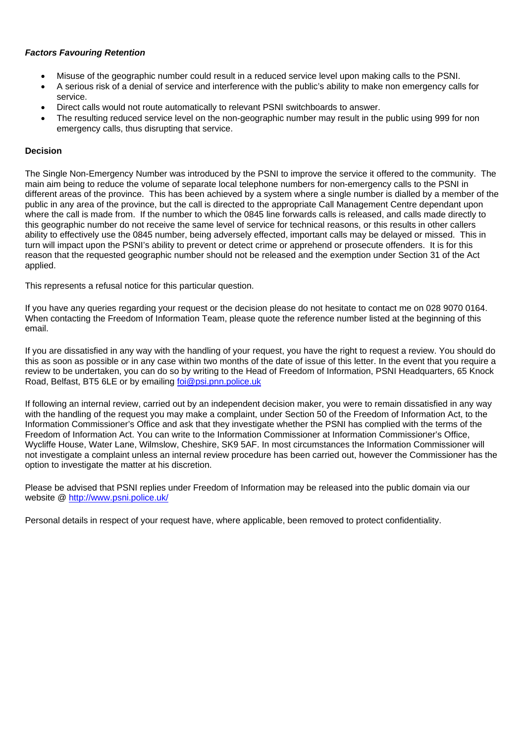***Factors Favouring Retention***

- Misuse of the geographic number could result in a reduced service level upon making calls to the PSNI.
- A serious risk of a denial of service and interference with the public's ability to make non emergency calls for service.
- Direct calls would not route automatically to relevant PSNI switchboards to answer.
- The resulting reduced service level on the non-geographic number may result in the public using 999 for non emergency calls, thus disrupting that service.

**Decision**

The Single Non-Emergency Number was introduced by the PSNI to improve the service it offered to the community. The main aim being to reduce the volume of separate local telephone numbers for non-emergency calls to the PSNI in different areas of the province. This has been achieved by a system where a single number is dialled by a member of the public in any area of the province, but the call is directed to the appropriate Call Management Centre dependant upon where the call is made from. If the number to which the 0845 line forwards calls is released, and calls made directly to this geographic number do not receive the same level of service for technical reasons, or this results in other callers ability to effectively use the 0845 number, being adversely effected, important calls may be delayed or missed. This in turn will impact upon the PSNI's ability to prevent or detect crime or apprehend or prosecute offenders. It is for this reason that the requested geographic number should not be released and the exemption under Section 31 of the Act applied.

This represents a refusal notice for this particular question.

If you have any queries regarding your request or the decision please do not hesitate to contact me on 028 9070 0164. When contacting the Freedom of Information Team, please quote the reference number listed at the beginning of this email.

If you are dissatisfied in any way with the handling of your request, you have the right to request a review. You should do this as soon as possible or in any case within two months of the date of issue of this letter. In the event that you require a review to be undertaken, you can do so by writing to the Head of Freedom of Information, PSNI Headquarters, 65 Knock Road, Belfast, BT5 6LE or by emailing foi@psi.pnn.police.uk

If following an internal review, carried out by an independent decision maker, you were to remain dissatisfied in any way with the handling of the request you may make a complaint, under Section 50 of the Freedom of Information Act, to the Information Commissioner's Office and ask that they investigate whether the PSNI has complied with the terms of the Freedom of Information Act. You can write to the Information Commissioner at Information Commissioner's Office, Wycliffe House, Water Lane, Wilmslow, Cheshire, SK9 5AF. In most circumstances the Information Commissioner will not investigate a complaint unless an internal review procedure has been carried out, however the Commissioner has the option to investigate the matter at his discretion.

Please be advised that PSNI replies under Freedom of Information may be released into the public domain via our website @ http://www.psni.police.uk/

Personal details in respect of your request have, where applicable, been removed to protect confidentiality.